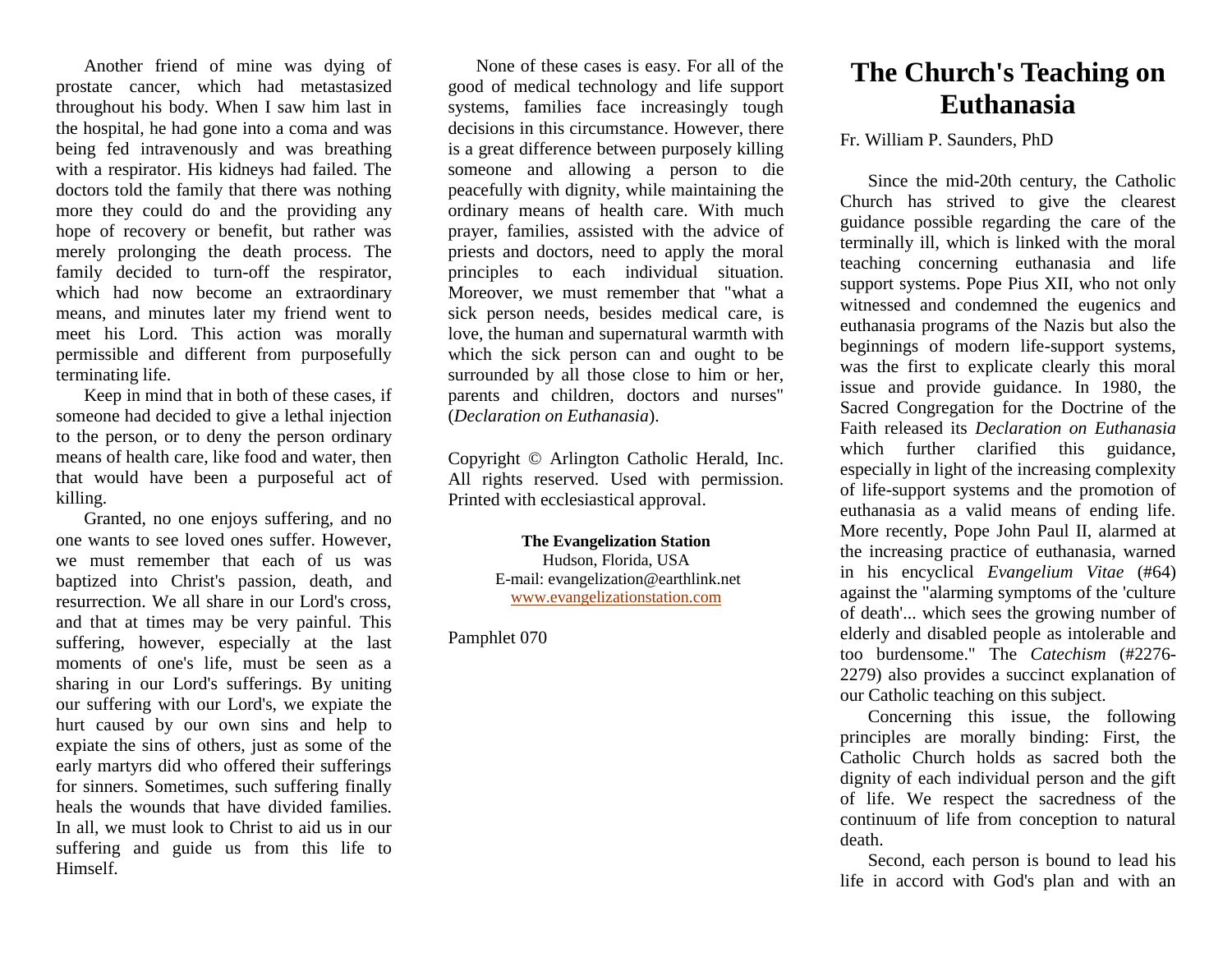Another friend of mine was dying of prostate cancer, which had metastasized throughout his body. When I saw him last in the hospital, he had gone into a coma and was being fed intravenously and was breathing with a respirator. His kidneys had failed. The doctors told the family that there was nothing more they could do and the providing any hope of recovery or benefit, but rather was merely prolonging the death process. The family decided to turn-off the respirator, which had now become an extraordinary means, and minutes later my friend went to meet his Lord. This action was morally permissible and different from purposefully terminating life.

Keep in mind that in both of these cases, if someone had decided to give a lethal injection to the person, or to deny the person ordinary means of health care, like food and water, then that would have been a purposeful act of killing.

Granted, no one enjoys suffering, and no one wants to see loved ones suffer. However, we must remember that each of us was baptized into Christ's passion, death, and resurrection. We all share in our Lord's cross, and that at times may be very painful. This suffering, however, especially at the last moments of one's life, must be seen as a sharing in our Lord's sufferings. By uniting our suffering with our Lord's, we expiate the hurt caused by our own sins and help to expiate the sins of others, just as some of the early martyrs did who offered their sufferings for sinners. Sometimes, such suffering finally heals the wounds that have divided families. In all, we must look to Christ to aid us in our suffering and guide us from this life to Himself.

None of these cases is easy. For all of the good of medical technology and life support systems, families face increasingly tough decisions in this circumstance. However, there is a great difference between purposely killing someone and allowing a person to die peacefully with dignity, while maintaining the ordinary means of health care. With much prayer, families, assisted with the advice of priests and doctors, need to apply the moral principles to each individual situation. Moreover, we must remember that "what a sick person needs, besides medical care, is love, the human and supernatural warmth with which the sick person can and ought to be surrounded by all those close to him or her, parents and children, doctors and nurses" (*Declaration on Euthanasia*).

Copyright © Arlington Catholic Herald, Inc. All rights reserved. Used with permission. Printed with ecclesiastical approval.

**The Evangelization Station**
Hudson, Florida, USA
E-mail: evangelization@earthlink.net
www.evangelizationstation.com

Pamphlet 070

# The Church's Teaching on Euthanasia

Fr. William P. Saunders, PhD

Since the mid-20th century, the Catholic Church has strived to give the clearest guidance possible regarding the care of the terminally ill, which is linked with the moral teaching concerning euthanasia and life support systems. Pope Pius XII, who not only witnessed and condemned the eugenics and euthanasia programs of the Nazis but also the beginnings of modern life-support systems, was the first to explicate clearly this moral issue and provide guidance. In 1980, the Sacred Congregation for the Doctrine of the Faith released its *Declaration on Euthanasia* which further clarified this guidance, especially in light of the increasing complexity of life-support systems and the promotion of euthanasia as a valid means of ending life. More recently, Pope John Paul II, alarmed at the increasing practice of euthanasia, warned in his encyclical *Evangelium Vitae* (#64) against the "alarming symptoms of the 'culture of death'... which sees the growing number of elderly and disabled people as intolerable and too burdensome." The *Catechism* (#2276-2279) also provides a succinct explanation of our Catholic teaching on this subject.

Concerning this issue, the following principles are morally binding: First, the Catholic Church holds as sacred both the dignity of each individual person and the gift of life. We respect the sacredness of the continuum of life from conception to natural death.

Second, each person is bound to lead his life in accord with God's plan and with an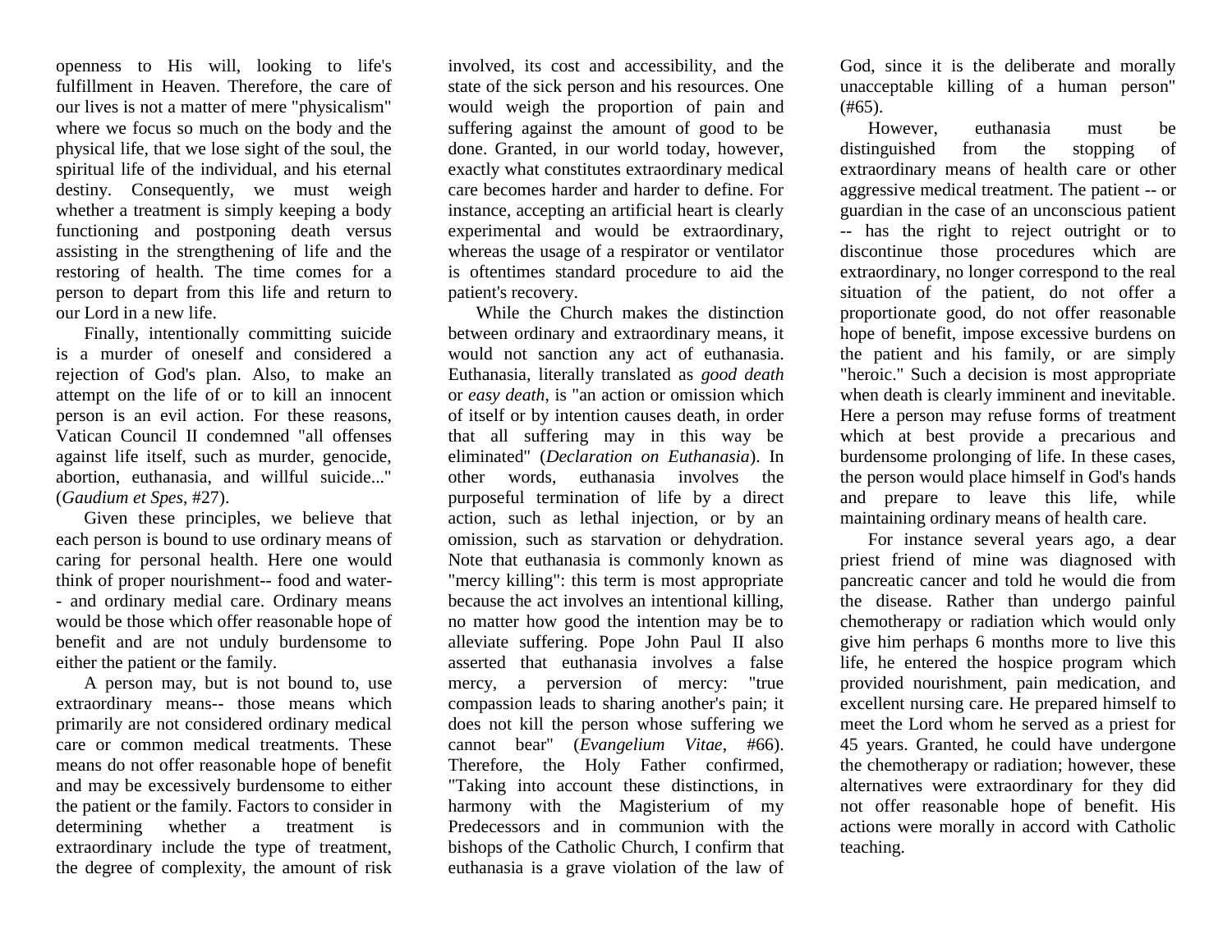openness to His will, looking to life's fulfillment in Heaven. Therefore, the care of our lives is not a matter of mere "physicalism" where we focus so much on the body and the physical life, that we lose sight of the soul, the spiritual life of the individual, and his eternal destiny. Consequently, we must weigh whether a treatment is simply keeping a body functioning and postponing death versus assisting in the strengthening of life and the restoring of health. The time comes for a person to depart from this life and return to our Lord in a new life.

Finally, intentionally committing suicide is a murder of oneself and considered a rejection of God's plan. Also, to make an attempt on the life of or to kill an innocent person is an evil action. For these reasons, Vatican Council II condemned "all offenses against life itself, such as murder, genocide, abortion, euthanasia, and willful suicide..." (*Gaudium et Spes*, #27).

Given these principles, we believe that each person is bound to use ordinary means of caring for personal health. Here one would think of proper nourishment-- food and water-- and ordinary medial care. Ordinary means would be those which offer reasonable hope of benefit and are not unduly burdensome to either the patient or the family.

A person may, but is not bound to, use extraordinary means-- those means which primarily are not considered ordinary medical care or common medical treatments. These means do not offer reasonable hope of benefit and may be excessively burdensome to either the patient or the family. Factors to consider in determining whether a treatment is extraordinary include the type of treatment, the degree of complexity, the amount of risk involved, its cost and accessibility, and the state of the sick person and his resources. One would weigh the proportion of pain and suffering against the amount of good to be done. Granted, in our world today, however, exactly what constitutes extraordinary medical care becomes harder and harder to define. For instance, accepting an artificial heart is clearly experimental and would be extraordinary, whereas the usage of a respirator or ventilator is oftentimes standard procedure to aid the patient's recovery.

While the Church makes the distinction between ordinary and extraordinary means, it would not sanction any act of euthanasia. Euthanasia, literally translated as *good death* or *easy death*, is "an action or omission which of itself or by intention causes death, in order that all suffering may in this way be eliminated" (*Declaration on Euthanasia*). In other words, euthanasia involves the purposeful termination of life by a direct action, such as lethal injection, or by an omission, such as starvation or dehydration. Note that euthanasia is commonly known as "mercy killing": this term is most appropriate because the act involves an intentional killing, no matter how good the intention may be to alleviate suffering. Pope John Paul II also asserted that euthanasia involves a false mercy, a perversion of mercy: "true compassion leads to sharing another's pain; it does not kill the person whose suffering we cannot bear" (*Evangelium Vitae*, #66). Therefore, the Holy Father confirmed, "Taking into account these distinctions, in harmony with the Magisterium of my Predecessors and in communion with the bishops of the Catholic Church, I confirm that euthanasia is a grave violation of the law of God, since it is the deliberate and morally unacceptable killing of a human person" (#65).

However, euthanasia must be distinguished from the stopping of extraordinary means of health care or other aggressive medical treatment. The patient -- or guardian in the case of an unconscious patient -- has the right to reject outright or to discontinue those procedures which are extraordinary, no longer correspond to the real situation of the patient, do not offer a proportionate good, do not offer reasonable hope of benefit, impose excessive burdens on the patient and his family, or are simply "heroic." Such a decision is most appropriate when death is clearly imminent and inevitable. Here a person may refuse forms of treatment which at best provide a precarious and burdensome prolonging of life. In these cases, the person would place himself in God's hands and prepare to leave this life, while maintaining ordinary means of health care.

For instance several years ago, a dear priest friend of mine was diagnosed with pancreatic cancer and told he would die from the disease. Rather than undergo painful chemotherapy or radiation which would only give him perhaps 6 months more to live this life, he entered the hospice program which provided nourishment, pain medication, and excellent nursing care. He prepared himself to meet the Lord whom he served as a priest for 45 years. Granted, he could have undergone the chemotherapy or radiation; however, these alternatives were extraordinary for they did not offer reasonable hope of benefit. His actions were morally in accord with Catholic teaching.